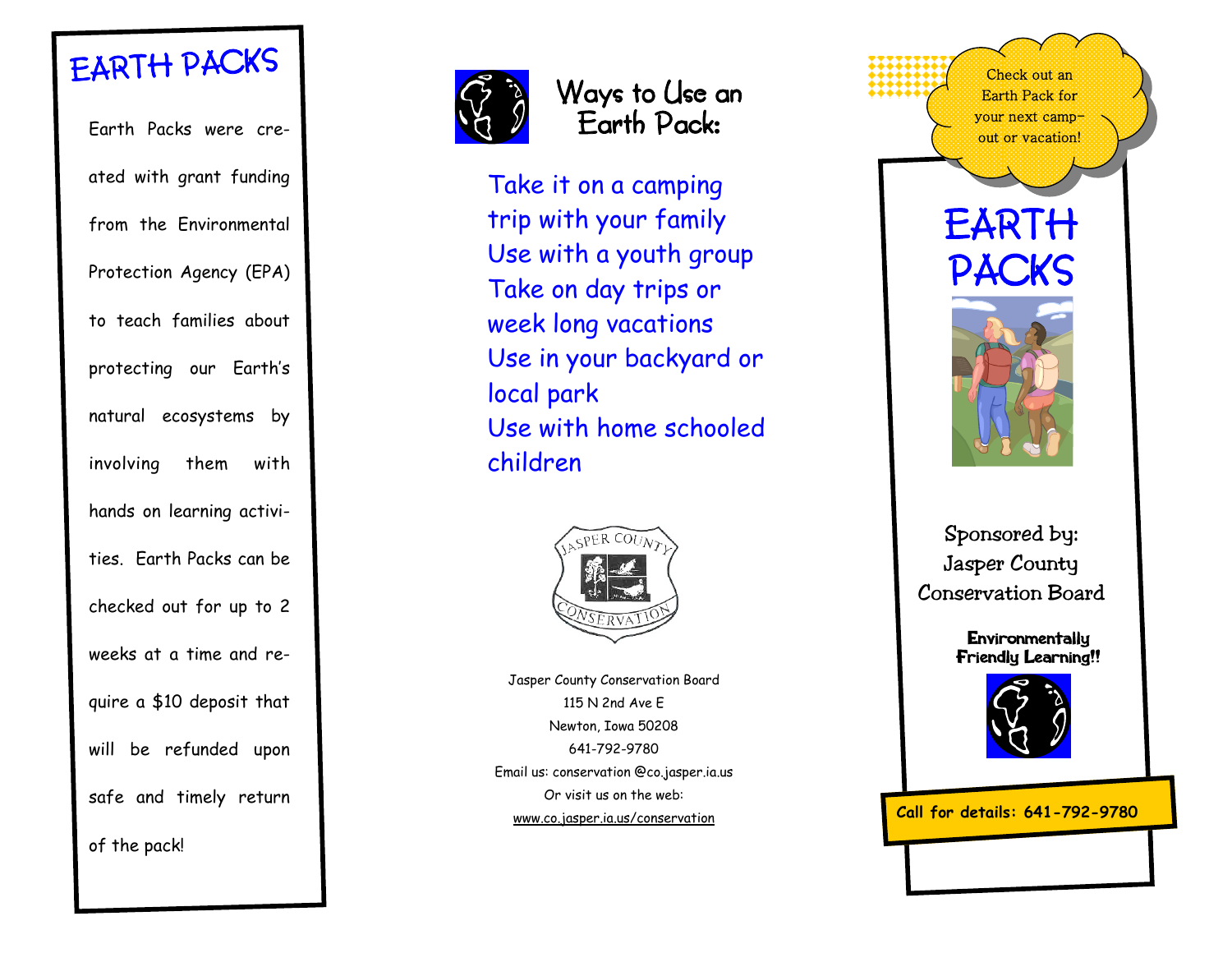# EARTH PACKS

Earth Packs were created with grant funding from the Environmental Protection Agency (EPA) to teach families about protecting our Earth's natural ecosystems by involving them with hands on learning activities. Earth Packs can be checked out for up to 2 weeks at a time and require a $10 deposit that will be refunded upon safe and timely return of the pack!

## Ways to Use an Earth Pack:

Take it on a camping trip with your family
Use with a youth group
Take on day trips or week long vacations
Use in your backyard or local park
Use with home schooled children

JASPER COUNTY CONSERVATION

Jasper County Conservation Board
115 N 2nd Ave E
Newton, Iowa 50208
641-792-9780
Email us: conservation @co.jasper.ia.us
Or visit us on the web:
www.co.jasper.ia.us/conservation

Check out an Earth Pack for your next camp-out or vacation!

# EARTH PACKS

Sponsored by:
Jasper County
Conservation Board

**Environmentally Friendly Learning!!**

**Call for details: 641-792-9780**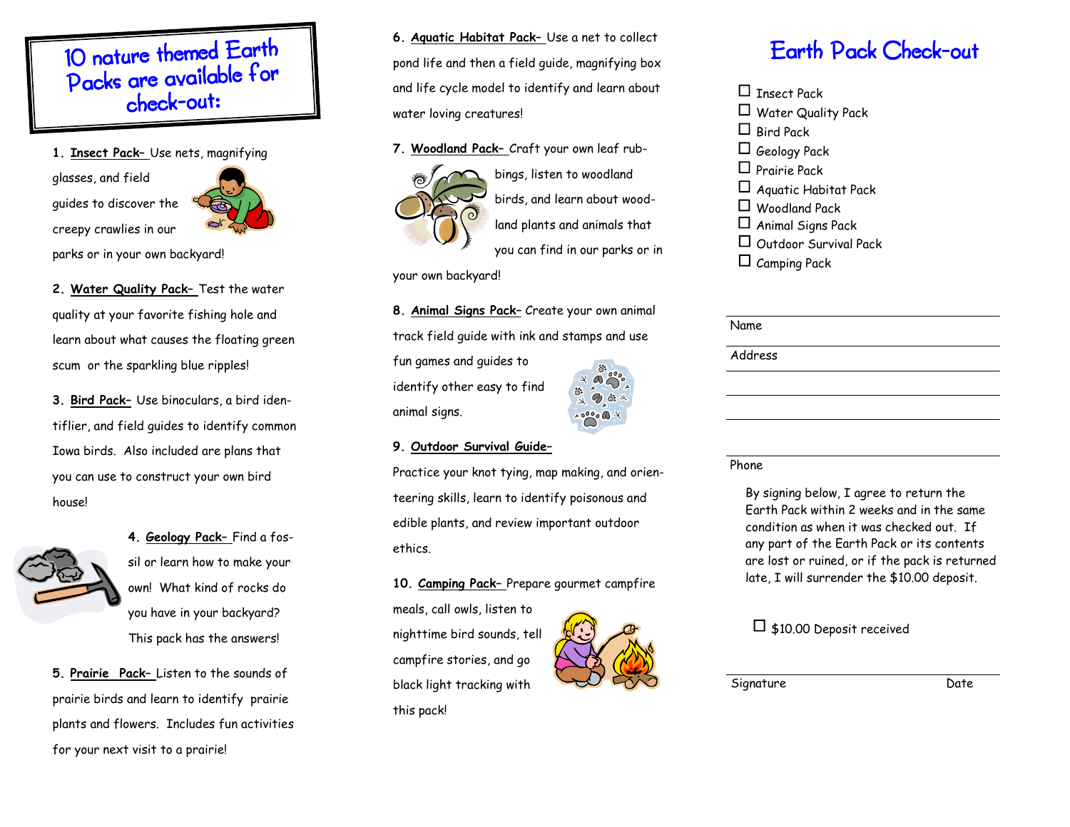# 10 nature themed Earth Packs are available for check-out:

1. **Insect Pack–** Use nets, magnifying glasses, and field guides to discover the creepy crawlies in our parks or in your own backyard!

2. **Water Quality Pack–** Test the water quality at your favorite fishing hole and learn about what causes the floating green scum or the sparkling blue ripples!

3. **Bird Pack–** Use binoculars, a bird identifier, and field guides to identify common Iowa birds. Also included are plans that you can use to construct your own bird house!

4. **Geology Pack–** Find a fossil or learn how to make your own! What kind of rocks do you have in your backyard? This pack has the answers!

5. **Prairie Pack–** Listen to the sounds of prairie birds and learn to identify prairie plants and flowers. Includes fun activities for your next visit to a prairie!

6. **Aquatic Habitat Pack–** Use a net to collect pond life and then a field guide, magnifying box and life cycle model to identify and learn about water loving creatures!

7. **Woodland Pack–** Craft your own leaf rubbings, listen to woodland birds, and learn about woodland plants and animals that you can find in our parks or in your own backyard!

8. **Animal Signs Pack–** Create your own animal track field guide with ink and stamps and use fun games and guides to identify other easy to find animal signs.

9. **Outdoor Survival Guide–** Practice your knot tying, map making, and orienteering skills, learn to identify poisonous and edible plants, and review important outdoor ethics.

10. **Camping Pack–** Prepare gourmet campfire meals, call owls, listen to nighttime bird sounds, tell campfire stories, and go black light tracking with this pack!

# Earth Pack Check-out

- ☐ Insect Pack
- ☐ Water Quality Pack
- ☐ Bird Pack
- ☐ Geology Pack
- ☐ Prairie Pack
- ☐ Aquatic Habitat Pack
- ☐ Woodland Pack
- ☐ Animal Signs Pack
- ☐ Outdoor Survival Pack
- ☐ Camping Pack

Name ______________________

Address ______________________

______________________

______________________

Phone ______________________

By signing below, I agree to return the Earth Pack within 2 weeks and in the same condition as when it was checked out. If any part of the Earth Pack or its contents are lost or ruined, or if the pack is returned late, I will surrender the $10.00 deposit.

☐ $10.00 Deposit received

______________________

Signature Date